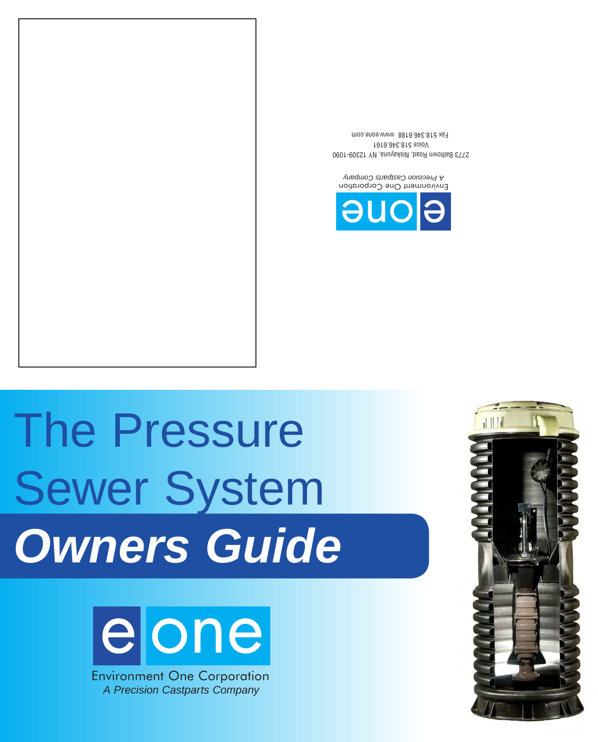eone

Environment One Corporation

*A Precision Castparts Company*

2773 Balltown Road, Niskayuna, NY 12309-1090

Voice 518.346.6161

Fax 518.346.6188 www.eone.com

# The Pressure Sewer System

# ***Owners Guide***

eone

Environment One Corporation

*A Precision Castparts Company*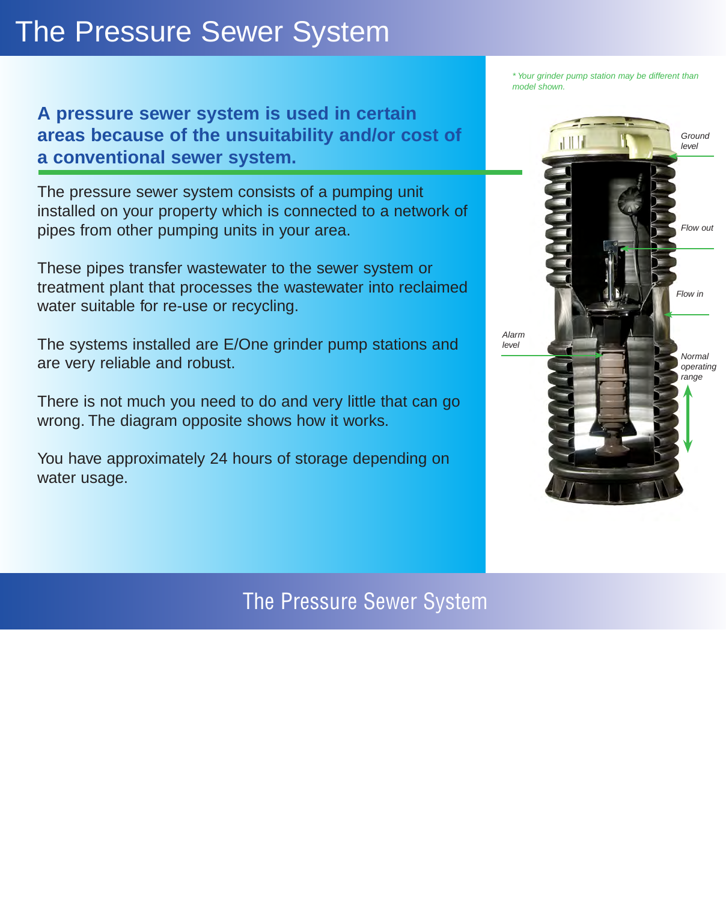# The Pressure Sewer System

**A pressure sewer system is used in certain areas because of the unsuitability and/or cost of a conventional sewer system.**

The pressure sewer system consists of a pumping unit installed on your property which is connected to a network of pipes from other pumping units in your area.

These pipes transfer wastewater to the sewer system or treatment plant that processes the wastewater into reclaimed water suitable for re-use or recycling.

The systems installed are E/One grinder pump stations and are very reliable and robust.

There is not much you need to do and very little that can go wrong. The diagram opposite shows how it works.

You have approximately 24 hours of storage depending on water usage.

*\* Your grinder pump station may be different than model shown.*

*Ground level*

*Flow out*

*Flow in*

*Alarm level*

*Normal operating range*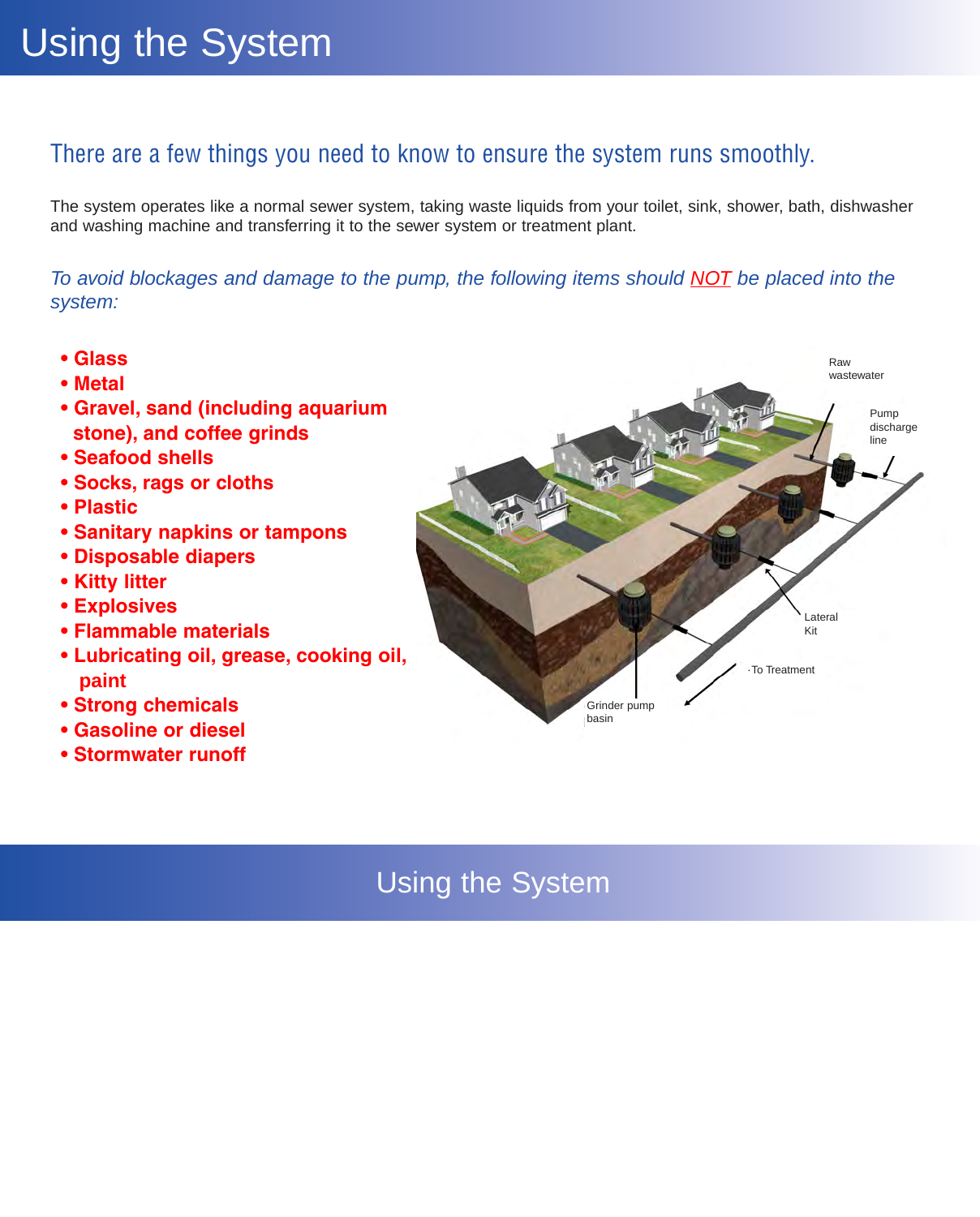# Using the System

## There are a few things you need to know to ensure the system runs smoothly.

The system operates like a normal sewer system, taking waste liquids from your toilet, sink, shower, bath, dishwasher and washing machine and transferring it to the sewer system or treatment plant.

*To avoid blockages and damage to the pump, the following items should NOT be placed into the system:*

- **Glass**
- **Metal**
- **Gravel, sand (including aquarium stone), and coffee grinds**
- **Seafood shells**
- **Socks, rags or cloths**
- **Plastic**
- **Sanitary napkins or tampons**
- **Disposable diapers**
- **Kitty litter**
- **Explosives**
- **Flammable materials**
- **Lubricating oil, grease, cooking oil, paint**
- **Strong chemicals**
- **Gasoline or diesel**
- **Stormwater runoff**

Raw wastewater

Pump discharge line

Lateral Kit

To Treatment

Grinder pump basin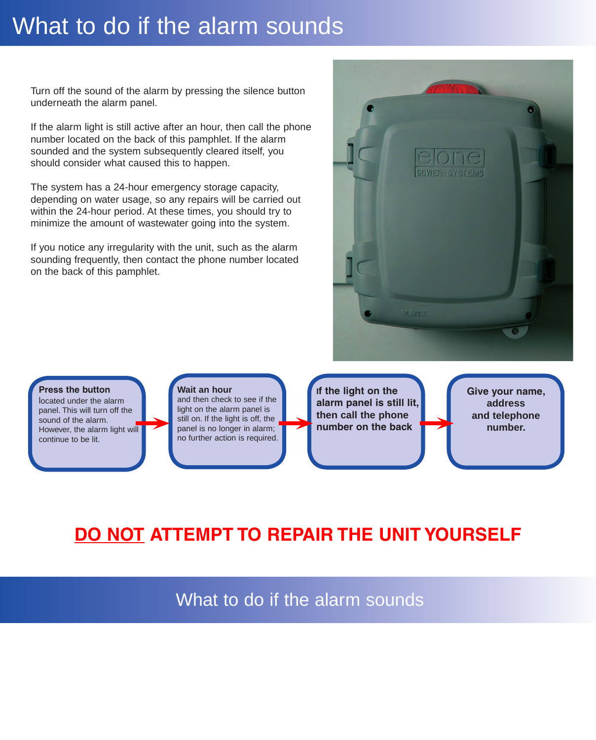# What to do if the alarm sounds

Turn off the sound of the alarm by pressing the silence button underneath the alarm panel.

If the alarm light is still active after an hour, then call the phone number located on the back of this pamphlet. If the alarm sounded and the system subsequently cleared itself, you should consider what caused this to happen.

The system has a 24-hour emergency storage capacity, depending on water usage, so any repairs will be carried out within the 24-hour period. At these times, you should try to minimize the amount of wastewater going into the system.

If you notice any irregularity with the unit, such as the alarm sounding frequently, then contact the phone number located on the back of this pamphlet.

**Press the button** located under the alarm panel. This will turn off the sound of the alarm. However, the alarm light will continue to be lit.

→ **Wait an hour** and then check to see if the light on the alarm panel is still on. If the light is off, the panel is no longer in alarm; no further action is required.

→ **If the light on the alarm panel is still lit, then call the phone number on the back**

→ **Give your name, address and telephone number.**

## DO NOT ATTEMPT TO REPAIR THE UNIT YOURSELF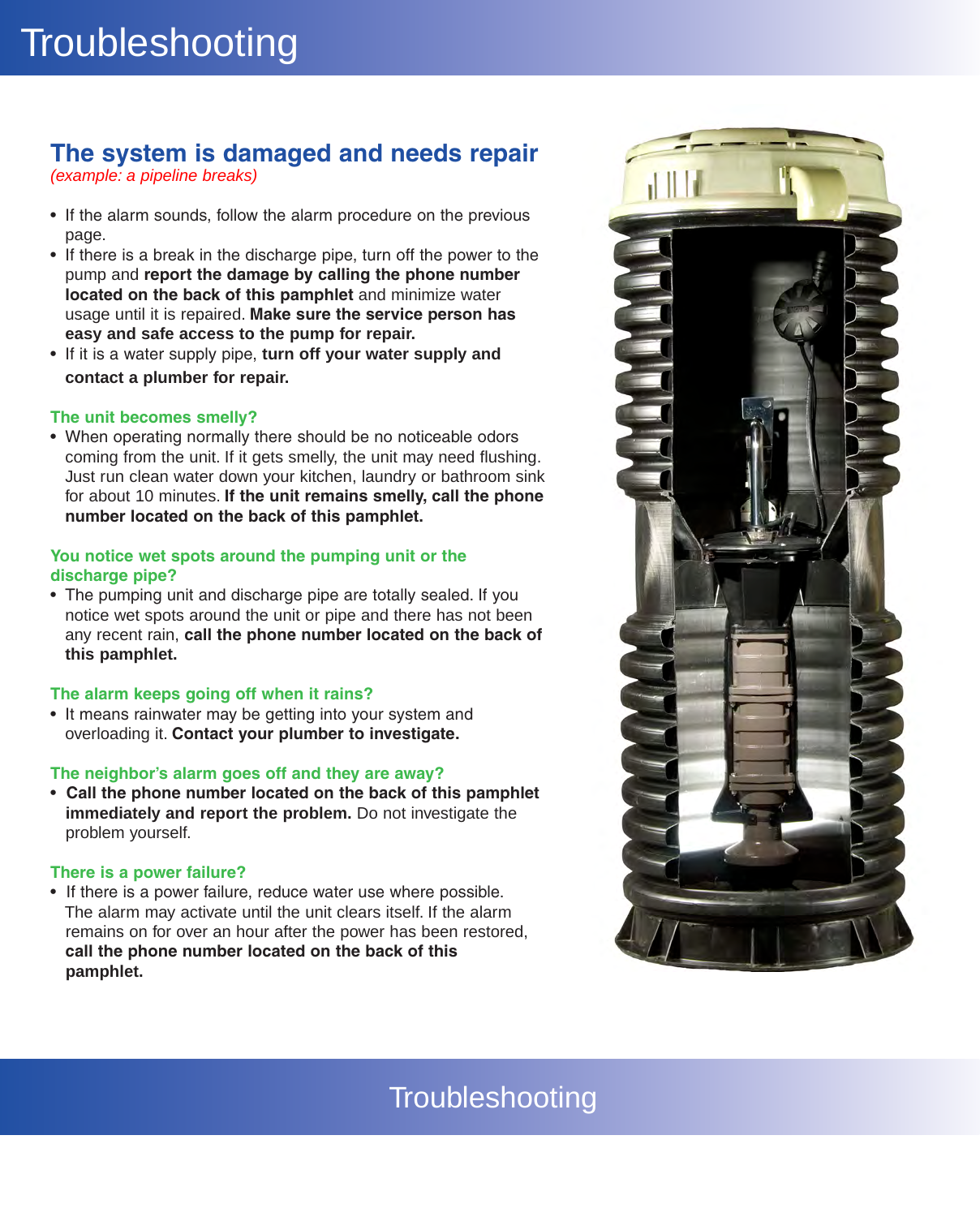# Troubleshooting

## The system is damaged and needs repair

*(example: a pipeline breaks)*

- If the alarm sounds, follow the alarm procedure on the previous page.
- If there is a break in the discharge pipe, turn off the power to the pump and **report the damage by calling the phone number located on the back of this pamphlet** and minimize water usage until it is repaired. **Make sure the service person has easy and safe access to the pump for repair.**
- If it is a water supply pipe, **turn off your water supply and contact a plumber for repair.**

### The unit becomes smelly?

- When operating normally there should be no noticeable odors coming from the unit. If it gets smelly, the unit may need flushing. Just run clean water down your kitchen, laundry or bathroom sink for about 10 minutes. **If the unit remains smelly, call the phone number located on the back of this pamphlet.**

### You notice wet spots around the pumping unit or the discharge pipe?

- The pumping unit and discharge pipe are totally sealed. If you notice wet spots around the unit or pipe and there has not been any recent rain, **call the phone number located on the back of this pamphlet.**

### The alarm keeps going off when it rains?

- It means rainwater may be getting into your system and overloading it. **Contact your plumber to investigate.**

### The neighbor's alarm goes off and they are away?

- **Call the phone number located on the back of this pamphlet immediately and report the problem.** Do not investigate the problem yourself.

### There is a power failure?

- If there is a power failure, reduce water use where possible. The alarm may activate until the unit clears itself. If the alarm remains on for over an hour after the power has been restored, **call the phone number located on the back of this pamphlet.**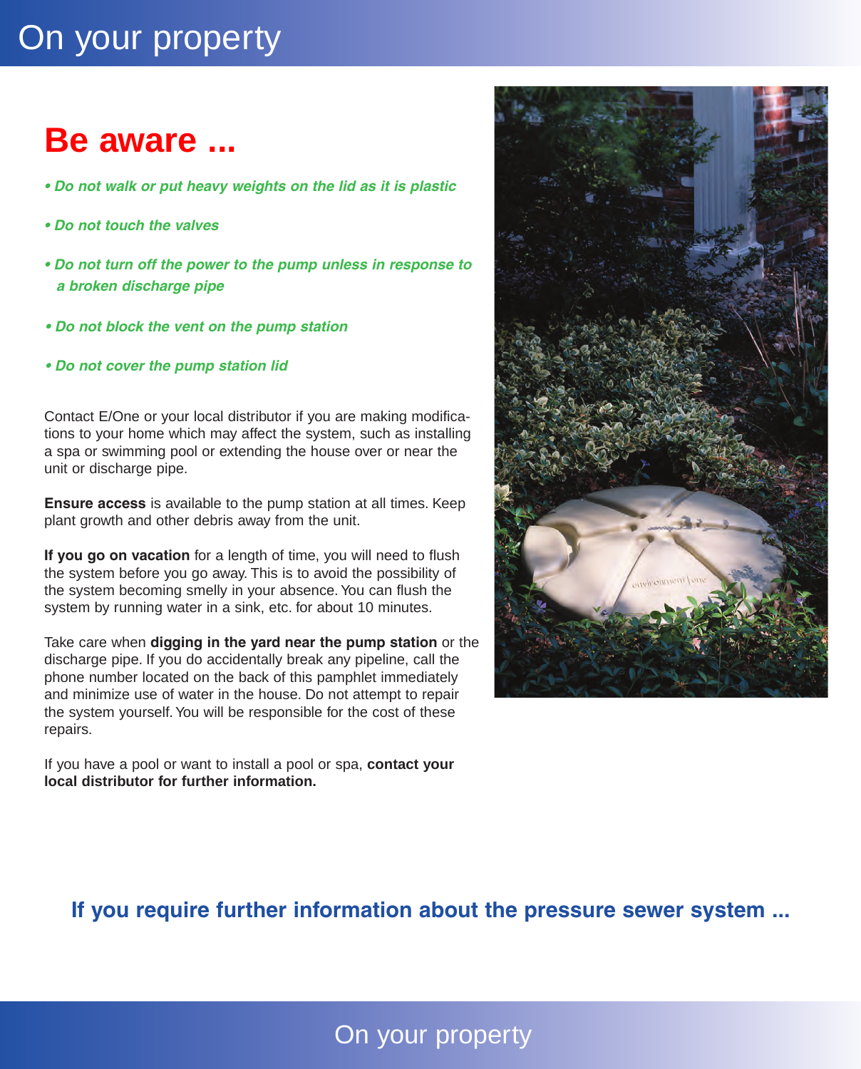# On your property

## Be aware ...

- ***Do not walk or put heavy weights on the lid as it is plastic***
- ***Do not touch the valves***
- ***Do not turn off the power to the pump unless in response to a broken discharge pipe***
- ***Do not block the vent on the pump station***
- ***Do not cover the pump station lid***

Contact E/One or your local distributor if you are making modifications to your home which may affect the system, such as installing a spa or swimming pool or extending the house over or near the unit or discharge pipe.

**Ensure access** is available to the pump station at all times. Keep plant growth and other debris away from the unit.

**If you go on vacation** for a length of time, you will need to flush the system before you go away. This is to avoid the possibility of the system becoming smelly in your absence. You can flush the system by running water in a sink, etc. for about 10 minutes.

Take care when **digging in the yard near the pump station** or the discharge pipe. If you do accidentally break any pipeline, call the phone number located on the back of this pamphlet immediately and minimize use of water in the house. Do not attempt to repair the system yourself. You will be responsible for the cost of these repairs.

If you have a pool or want to install a pool or spa, **contact your local distributor for further information.**

**If you require further information about the pressure sewer system ...**